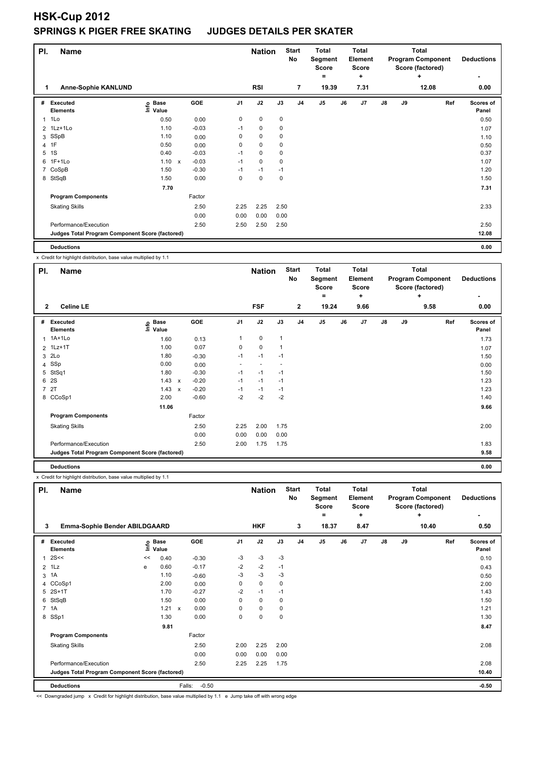# HSK-Cup 2012

## SPRINGS K PIGER FREE SKATING JUDGES DETAILS PER SKATER

| Pl. | Name | | | Nation | Start No | Total Segment Score = | Total Element Score + | Total Program Component Score (factored) + | Deductions - |
|---|---|---|---|---|---|---|---|---|---|
| 1 | Anne-Sophie KANLUND | | | RSI | 7 | 19.39 | 7.31 | 12.08 | 0.00 |

| # | Executed Elements | Info | Base Value | | GOE | J1 | J2 | J3 | J4 | J5 | J6 | J7 | J8 | J9 | Ref | Scores of Panel |
|---|---|---|---|---|---|---|---|---|---|---|---|---|---|---|---|---|
| 1 | 1Lo | | 0.50 | | 0.00 | 0 | 0 | 0 | | | | | | | | 0.50 |
| 2 | 1Lz+1Lo | | 1.10 | | -0.03 | -1 | 0 | 0 | | | | | | | | 1.07 |
| 3 | SSpB | | 1.10 | | 0.00 | 0 | 0 | 0 | | | | | | | | 1.10 |
| 4 | 1F | | 0.50 | | 0.00 | 0 | 0 | 0 | | | | | | | | 0.50 |
| 5 | 1S | | 0.40 | | -0.03 | -1 | 0 | 0 | | | | | | | | 0.37 |
| 6 | 1F+1Lo | | 1.10 | x | -0.03 | -1 | 0 | 0 | | | | | | | | 1.07 |
| 7 | CoSpB | | 1.50 | | -0.30 | -1 | -1 | -1 | | | | | | | | 1.20 |
| 8 | StSqB | | 1.50 | | 0.00 | 0 | 0 | 0 | | | | | | | | 1.50 |
| | | | 7.70 | | | | | | | | | | | | | 7.31 |
| | **Program Components** | | | | Factor | | | | | | | | | | | |
| | Skating Skills | | | | 2.50 | 2.25 | 2.25 | 2.50 | | | | | | | | 2.33 |
| | | | | | 0.00 | 0.00 | 0.00 | 0.00 | | | | | | | | |
| | Performance/Execution | | | | 2.50 | 2.50 | 2.50 | 2.50 | | | | | | | | 2.50 |
| | **Judges Total Program Component Score (factored)** | | | | | | | | | | | | | | | 12.08 |
| | **Deductions** | | | | | | | | | | | | | | | 0.00 |

x Credit for highlight distribution, base value multiplied by 1.1

| Pl. | Name | | | Nation | Start No | Total Segment Score = | Total Element Score + | Total Program Component Score (factored) + | Deductions - |
|---|---|---|---|---|---|---|---|---|---|
| 2 | Celine LE | | | FSF | 2 | 19.24 | 9.66 | 9.58 | 0.00 |

| # | Executed Elements | Info | Base Value | | GOE | J1 | J2 | J3 | J4 | J5 | J6 | J7 | J8 | J9 | Ref | Scores of Panel |
|---|---|---|---|---|---|---|---|---|---|---|---|---|---|---|---|---|
| 1 | 1A+1Lo | | 1.60 | | 0.13 | 1 | 0 | 1 | | | | | | | | 1.73 |
| 2 | 1Lz+1T | | 1.00 | | 0.07 | 0 | 0 | 1 | | | | | | | | 1.07 |
| 3 | 2Lo | | 1.80 | | -0.30 | -1 | -1 | -1 | | | | | | | | 1.50 |
| 4 | SSp | | 0.00 | | 0.00 | - | - | - | | | | | | | | 0.00 |
| 5 | StSq1 | | 1.80 | | -0.30 | -1 | -1 | -1 | | | | | | | | 1.50 |
| 6 | 2S | | 1.43 | x | -0.20 | -1 | -1 | -1 | | | | | | | | 1.23 |
| 7 | 2T | | 1.43 | x | -0.20 | -1 | -1 | -1 | | | | | | | | 1.23 |
| 8 | CCoSp1 | | 2.00 | | -0.60 | -2 | -2 | -2 | | | | | | | | 1.40 |
| | | | 11.06 | | | | | | | | | | | | | 9.66 |
| | **Program Components** | | | | Factor | | | | | | | | | | | |
| | Skating Skills | | | | 2.50 | 2.25 | 2.00 | 1.75 | | | | | | | | 2.00 |
| | | | | | 0.00 | 0.00 | 0.00 | 0.00 | | | | | | | | |
| | Performance/Execution | | | | 2.50 | 2.00 | 1.75 | 1.75 | | | | | | | | 1.83 |
| | **Judges Total Program Component Score (factored)** | | | | | | | | | | | | | | | 9.58 |
| | **Deductions** | | | | | | | | | | | | | | | 0.00 |

x Credit for highlight distribution, base value multiplied by 1.1

| Pl. | Name | | | Nation | Start No | Total Segment Score = | Total Element Score + | Total Program Component Score (factored) + | Deductions - |
|---|---|---|---|---|---|---|---|---|---|
| 3 | Emma-Sophie Bender ABILDGAARD | | | HKF | 3 | 18.37 | 8.47 | 10.40 | 0.50 |

| # | Executed Elements | Info | Base Value | | GOE | J1 | J2 | J3 | J4 | J5 | J6 | J7 | J8 | J9 | Ref | Scores of Panel |
|---|---|---|---|---|---|---|---|---|---|---|---|---|---|---|---|---|
| 1 | 2S<< | << | 0.40 | | -0.30 | -3 | -3 | -3 | | | | | | | | 0.10 |
| 2 | 1Lz | e | 0.60 | | -0.17 | -2 | -2 | -1 | | | | | | | | 0.43 |
| 3 | 1A | | 1.10 | | -0.60 | -3 | -3 | -3 | | | | | | | | 0.50 |
| 4 | CCoSp1 | | 2.00 | | 0.00 | 0 | 0 | 0 | | | | | | | | 2.00 |
| 5 | 2S+1T | | 1.70 | | -0.27 | -2 | -1 | -1 | | | | | | | | 1.43 |
| 6 | StSqB | | 1.50 | | 0.00 | 0 | 0 | 0 | | | | | | | | 1.50 |
| 7 | 1A | | 1.21 | x | 0.00 | 0 | 0 | 0 | | | | | | | | 1.21 |
| 8 | SSp1 | | 1.30 | | 0.00 | 0 | 0 | 0 | | | | | | | | 1.30 |
| | | | 9.81 | | | | | | | | | | | | | 8.47 |
| | **Program Components** | | | | Factor | | | | | | | | | | | |
| | Skating Skills | | | | 2.50 | 2.00 | 2.25 | 2.00 | | | | | | | | 2.08 |
| | | | | | 0.00 | 0.00 | 0.00 | 0.00 | | | | | | | | |
| | Performance/Execution | | | | 2.50 | 2.25 | 2.25 | 1.75 | | | | | | | | 2.08 |
| | **Judges Total Program Component Score (factored)** | | | | | | | | | | | | | | | 10.40 |
| | **Deductions** | | | Falls: | -0.50 | | | | | | | | | | | -0.50 |

<< Downgraded jump x Credit for highlight distribution, base value multiplied by 1.1 e Jump take off with wrong edge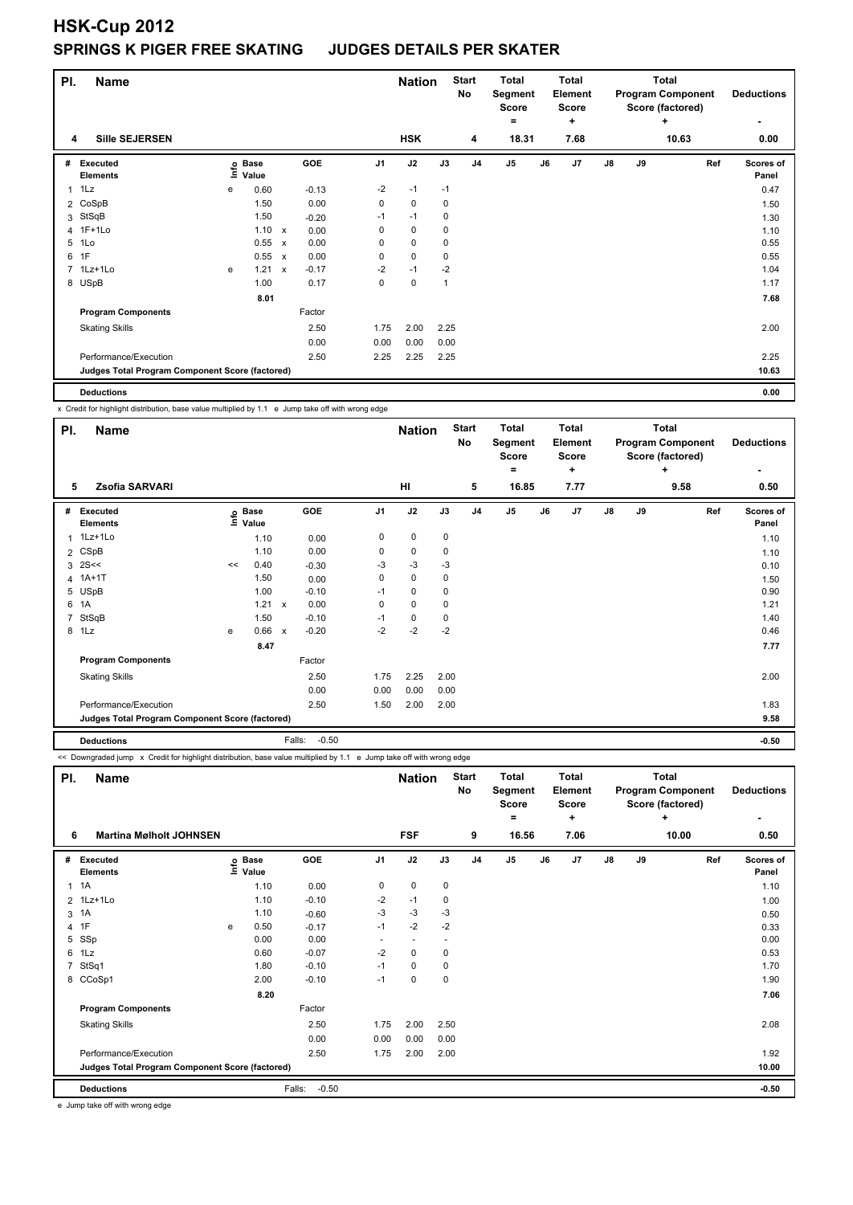# HSK-Cup 2012

## SPRINGS K PIGER FREE SKATING JUDGES DETAILS PER SKATER

| Pl. | Name | Nation | Start No | Total Segment Score = | Total Element Score + | Total Program Component Score (factored) + | Deductions - |
|---|---|---|---|---|---|---|---|
| 4 | Sille SEJERSEN | HSK | 4 | 18.31 | 7.68 | 10.63 | 0.00 |

| # | Executed Elements | Info | Base Value | | GOE | J1 | J2 | J3 | J4 | J5 | J6 | J7 | J8 | J9 | Ref | Scores of Panel |
|---|---|---|---|---|---|---|---|---|---|---|---|---|---|---|---|---|
| 1 | 1Lz | e | 0.60 | | -0.13 | -2 | -1 | -1 | | | | | | | | 0.47 |
| 2 | CoSpB | | 1.50 | | 0.00 | 0 | 0 | 0 | | | | | | | | 1.50 |
| 3 | StSqB | | 1.50 | | -0.20 | -1 | -1 | 0 | | | | | | | | 1.30 |
| 4 | 1F+1Lo | | 1.10 | x | 0.00 | 0 | 0 | 0 | | | | | | | | 1.10 |
| 5 | 1Lo | | 0.55 | x | 0.00 | 0 | 0 | 0 | | | | | | | | 0.55 |
| 6 | 1F | | 0.55 | x | 0.00 | 0 | 0 | 0 | | | | | | | | 0.55 |
| 7 | 1Lz+1Lo | e | 1.21 | x | -0.17 | -2 | -1 | -2 | | | | | | | | 1.04 |
| 8 | USpB | | 1.00 | | 0.17 | 0 | 0 | 1 | | | | | | | | 1.17 |
| | | | 8.01 | | | | | | | | | | | | | 7.68 |
| | **Program Components** | | | | Factor | | | | | | | | | | | |
| | Skating Skills | | | | 2.50 | 1.75 | 2.00 | 2.25 | | | | | | | | 2.00 |
| | | | | | 0.00 | 0.00 | 0.00 | 0.00 | | | | | | | | |
| | Performance/Execution | | | | 2.50 | 2.25 | 2.25 | 2.25 | | | | | | | | 2.25 |
| | **Judges Total Program Component Score (factored)** | | | | | | | | | | | | | | | 10.63 |
| | **Deductions** | | | | | | | | | | | | | | | 0.00 |

x Credit for highlight distribution, base value multiplied by 1.1 e Jump take off with wrong edge

| Pl. | Name | Nation | Start No | Total Segment Score = | Total Element Score + | Total Program Component Score (factored) + | Deductions - |
|---|---|---|---|---|---|---|---|
| 5 | Zsofia SARVARI | HI | 5 | 16.85 | 7.77 | 9.58 | 0.50 |

| # | Executed Elements | Info | Base Value | | GOE | J1 | J2 | J3 | J4 | J5 | J6 | J7 | J8 | J9 | Ref | Scores of Panel |
|---|---|---|---|---|---|---|---|---|---|---|---|---|---|---|---|---|
| 1 | 1Lz+1Lo | | 1.10 | | 0.00 | 0 | 0 | 0 | | | | | | | | 1.10 |
| 2 | CSpB | | 1.10 | | 0.00 | 0 | 0 | 0 | | | | | | | | 1.10 |
| 3 | 2S<< | << | 0.40 | | -0.30 | -3 | -3 | -3 | | | | | | | | 0.10 |
| 4 | 1A+1T | | 1.50 | | 0.00 | 0 | 0 | 0 | | | | | | | | 1.50 |
| 5 | USpB | | 1.00 | | -0.10 | -1 | 0 | 0 | | | | | | | | 0.90 |
| 6 | 1A | | 1.21 | x | 0.00 | 0 | 0 | 0 | | | | | | | | 1.21 |
| 7 | StSqB | | 1.50 | | -0.10 | -1 | 0 | 0 | | | | | | | | 1.40 |
| 8 | 1Lz | e | 0.66 | x | -0.20 | -2 | -2 | -2 | | | | | | | | 0.46 |
| | | | 8.47 | | | | | | | | | | | | | 7.77 |
| | **Program Components** | | | | Factor | | | | | | | | | | | |
| | Skating Skills | | | | 2.50 | 1.75 | 2.25 | 2.00 | | | | | | | | 2.00 |
| | | | | | 0.00 | 0.00 | 0.00 | 0.00 | | | | | | | | |
| | Performance/Execution | | | | 2.50 | 1.50 | 2.00 | 2.00 | | | | | | | | 1.83 |
| | **Judges Total Program Component Score (factored)** | | | | | | | | | | | | | | | 9.58 |
| | **Deductions** | | | | Falls: -0.50 | | | | | | | | | | | -0.50 |

<< Downgraded jump x Credit for highlight distribution, base value multiplied by 1.1 e Jump take off with wrong edge

| Pl. | Name | Nation | Start No | Total Segment Score = | Total Element Score + | Total Program Component Score (factored) + | Deductions - |
|---|---|---|---|---|---|---|---|
| 6 | Martina Mølholt JOHNSEN | FSF | 9 | 16.56 | 7.06 | 10.00 | 0.50 |

| # | Executed Elements | Info | Base Value | GOE | J1 | J2 | J3 | J4 | J5 | J6 | J7 | J8 | J9 | Ref | Scores of Panel |
|---|---|---|---|---|---|---|---|---|---|---|---|---|---|---|---|
| 1 | 1A | | 1.10 | 0.00 | 0 | 0 | 0 | | | | | | | | 1.10 |
| 2 | 1Lz+1Lo | | 1.10 | -0.10 | -2 | -1 | 0 | | | | | | | | 1.00 |
| 3 | 1A | | 1.10 | -0.60 | -3 | -3 | -3 | | | | | | | | 0.50 |
| 4 | 1F | e | 0.50 | -0.17 | -1 | -2 | -2 | | | | | | | | 0.33 |
| 5 | SSp | | 0.00 | 0.00 | - | - | - | | | | | | | | 0.00 |
| 6 | 1Lz | | 0.60 | -0.07 | -2 | 0 | 0 | | | | | | | | 0.53 |
| 7 | StSq1 | | 1.80 | -0.10 | -1 | 0 | 0 | | | | | | | | 1.70 |
| 8 | CCoSp1 | | 2.00 | -0.10 | -1 | 0 | 0 | | | | | | | | 1.90 |
| | | | 8.20 | | | | | | | | | | | | 7.06 |
| | **Program Components** | | | Factor | | | | | | | | | | | |
| | Skating Skills | | | 2.50 | 1.75 | 2.00 | 2.50 | | | | | | | | 2.08 |
| | | | | 0.00 | 0.00 | 0.00 | 0.00 | | | | | | | | |
| | Performance/Execution | | | 2.50 | 1.75 | 2.00 | 2.00 | | | | | | | | 1.92 |
| | **Judges Total Program Component Score (factored)** | | | | | | | | | | | | | | 10.00 |
| | **Deductions** | | | Falls: -0.50 | | | | | | | | | | | -0.50 |

e Jump take off with wrong edge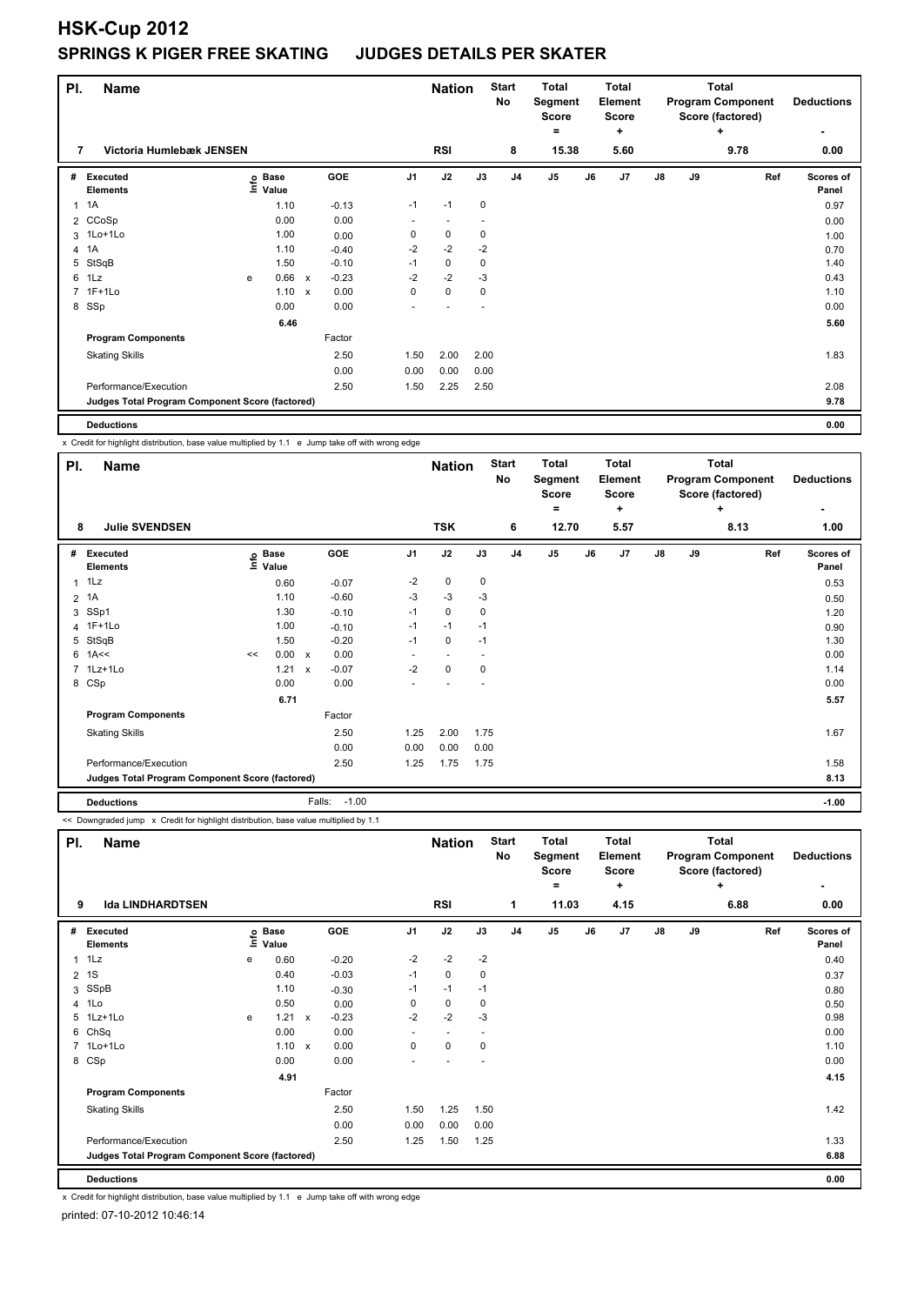# HSK-Cup 2012

## SPRINGS K PIGER FREE SKATING    JUDGES DETAILS PER SKATER

| Pl. | Name | Nation | Start No | Total Segment Score = | Total Element Score + | Total Program Component Score (factored) + | Deductions - |
|---|---|---|---|---|---|---|---|
| 7 | Victoria Humlebæk JENSEN | RSI | 8 | 15.38 | 5.60 | 9.78 | 0.00 |

| # | Executed Elements | Info | Base Value | | GOE | J1 | J2 | J3 | J4 | J5 | J6 | J7 | J8 | J9 | Ref | Scores of Panel |
|---|---|---|---|---|---|---|---|---|---|---|---|---|---|---|---|---|
| 1 | 1A | | 1.10 | | -0.13 | -1 | -1 | 0 | | | | | | | | 0.97 |
| 2 | CCoSp | | 0.00 | | 0.00 | - | - | - | | | | | | | | 0.00 |
| 3 | 1Lo+1Lo | | 1.00 | | 0.00 | 0 | 0 | 0 | | | | | | | | 1.00 |
| 4 | 1A | | 1.10 | | -0.40 | -2 | -2 | -2 | | | | | | | | 0.70 |
| 5 | StSqB | | 1.50 | | -0.10 | -1 | 0 | 0 | | | | | | | | 1.40 |
| 6 | 1Lz | e | 0.66 | x | -0.23 | -2 | -2 | -3 | | | | | | | | 0.43 |
| 7 | 1F+1Lo | | 1.10 | x | 0.00 | 0 | 0 | 0 | | | | | | | | 1.10 |
| 8 | SSp | | 0.00 | | 0.00 | - | - | - | | | | | | | | 0.00 |
| | | | 6.46 | | | | | | | | | | | | | 5.60 |
| | **Program Components** | | | | Factor | | | | | | | | | | | |
| | Skating Skills | | | | 2.50 | 1.50 | 2.00 | 2.00 | | | | | | | | 1.83 |
| | | | | | 0.00 | 0.00 | 0.00 | 0.00 | | | | | | | | |
| | Performance/Execution | | | | 2.50 | 1.50 | 2.25 | 2.50 | | | | | | | | 2.08 |
| | **Judges Total Program Component Score (factored)** | | | | | | | | | | | | | | | 9.78 |
| | **Deductions** | | | | | | | | | | | | | | | 0.00 |

x Credit for highlight distribution, base value multiplied by 1.1   e Jump take off with wrong edge

| Pl. | Name | Nation | Start No | Total Segment Score = | Total Element Score + | Total Program Component Score (factored) + | Deductions - |
|---|---|---|---|---|---|---|---|
| 8 | Julie SVENDSEN | TSK | 6 | 12.70 | 5.57 | 8.13 | 1.00 |

| # | Executed Elements | Info | Base Value | | GOE | J1 | J2 | J3 | J4 | J5 | J6 | J7 | J8 | J9 | Ref | Scores of Panel |
|---|---|---|---|---|---|---|---|---|---|---|---|---|---|---|---|---|
| 1 | 1Lz | | 0.60 | | -0.07 | -2 | 0 | 0 | | | | | | | | 0.53 |
| 2 | 1A | | 1.10 | | -0.60 | -3 | -3 | -3 | | | | | | | | 0.50 |
| 3 | SSp1 | | 1.30 | | -0.10 | -1 | 0 | 0 | | | | | | | | 1.20 |
| 4 | 1F+1Lo | | 1.00 | | -0.10 | -1 | -1 | -1 | | | | | | | | 0.90 |
| 5 | StSqB | | 1.50 | | -0.20 | -1 | 0 | -1 | | | | | | | | 1.30 |
| 6 | 1A<< | << | 0.00 | x | 0.00 | - | - | - | | | | | | | | 0.00 |
| 7 | 1Lz+1Lo | | 1.21 | x | -0.07 | -2 | 0 | 0 | | | | | | | | 1.14 |
| 8 | CSp | | 0.00 | | 0.00 | - | - | - | | | | | | | | 0.00 |
| | | | 6.71 | | | | | | | | | | | | | 5.57 |
| | **Program Components** | | | | Factor | | | | | | | | | | | |
| | Skating Skills | | | | 2.50 | 1.25 | 2.00 | 1.75 | | | | | | | | 1.67 |
| | | | | | 0.00 | 0.00 | 0.00 | 0.00 | | | | | | | | |
| | Performance/Execution | | | | 2.50 | 1.25 | 1.75 | 1.75 | | | | | | | | 1.58 |
| | **Judges Total Program Component Score (factored)** | | | | | | | | | | | | | | | 8.13 |
| | **Deductions** | | | | Falls: -1.00 | | | | | | | | | | | -1.00 |

<< Downgraded jump   x Credit for highlight distribution, base value multiplied by 1.1

| Pl. | Name | Nation | Start No | Total Segment Score = | Total Element Score + | Total Program Component Score (factored) + | Deductions - |
|---|---|---|---|---|---|---|---|
| 9 | Ida LINDHARDTSEN | RSI | 1 | 11.03 | 4.15 | 6.88 | 0.00 |

| # | Executed Elements | Info | Base Value | | GOE | J1 | J2 | J3 | J4 | J5 | J6 | J7 | J8 | J9 | Ref | Scores of Panel |
|---|---|---|---|---|---|---|---|---|---|---|---|---|---|---|---|---|
| 1 | 1Lz | e | 0.60 | | -0.20 | -2 | -2 | -2 | | | | | | | | 0.40 |
| 2 | 1S | | 0.40 | | -0.03 | -1 | 0 | 0 | | | | | | | | 0.37 |
| 3 | SSpB | | 1.10 | | -0.30 | -1 | -1 | -1 | | | | | | | | 0.80 |
| 4 | 1Lo | | 0.50 | | 0.00 | 0 | 0 | 0 | | | | | | | | 0.50 |
| 5 | 1Lz+1Lo | e | 1.21 | x | -0.23 | -2 | -2 | -3 | | | | | | | | 0.98 |
| 6 | ChSq | | 0.00 | | 0.00 | - | - | - | | | | | | | | 0.00 |
| 7 | 1Lo+1Lo | | 1.10 | x | 0.00 | 0 | 0 | 0 | | | | | | | | 1.10 |
| 8 | CSp | | 0.00 | | 0.00 | - | - | - | | | | | | | | 0.00 |
| | | | 4.91 | | | | | | | | | | | | | 4.15 |
| | **Program Components** | | | | Factor | | | | | | | | | | | |
| | Skating Skills | | | | 2.50 | 1.50 | 1.25 | 1.50 | | | | | | | | 1.42 |
| | | | | | 0.00 | 0.00 | 0.00 | 0.00 | | | | | | | | |
| | Performance/Execution | | | | 2.50 | 1.25 | 1.50 | 1.25 | | | | | | | | 1.33 |
| | **Judges Total Program Component Score (factored)** | | | | | | | | | | | | | | | 6.88 |
| | **Deductions** | | | | | | | | | | | | | | | 0.00 |

x Credit for highlight distribution, base value multiplied by 1.1   e Jump take off with wrong edge

printed: 07-10-2012 10:46:14